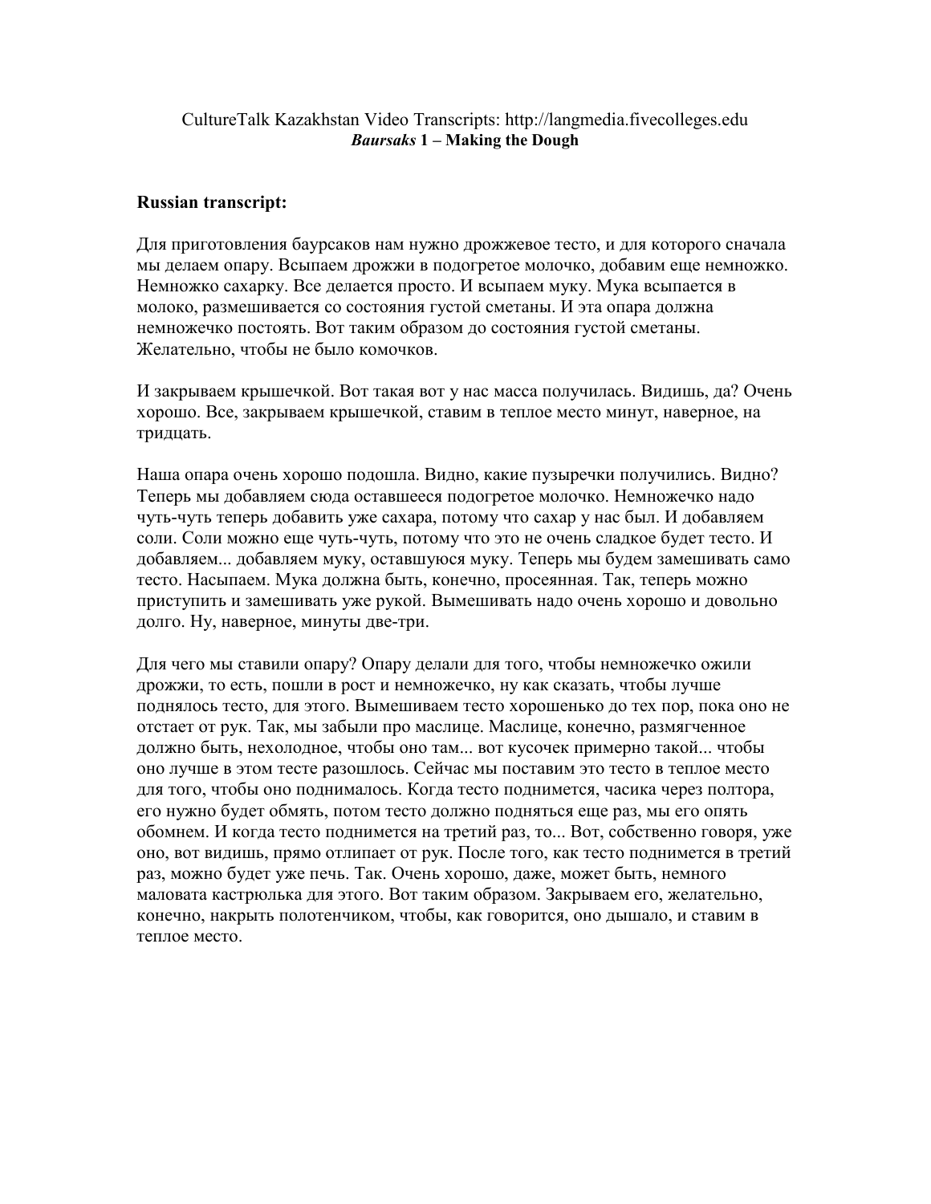CultureTalk Kazakhstan Video Transcripts: http://langmedia.fivecolleges.edu

***Baursaks* 1 – Making the Dough**

**Russian transcript:**

Для приготовления баурсаков нам нужно дрожжевое тесто, и для которого сначала мы делаем опару. Всыпаем дрожжи в подогретое молочко, добавим еще немножко. Немножко сахарку. Все делается просто. И всыпаем муку. Мука всыпается в молоко, размешивается со состояния густой сметаны. И эта опара должна немножечко постоять. Вот таким образом до состояния густой сметаны. Желательно, чтобы не было комочков.

И закрываем крышечкой. Вот такая вот у нас масса получилась. Видишь, да? Очень хорошо. Все, закрываем крышечкой, ставим в теплое место минут, наверное, на тридцать.

Наша опара очень хорошо подошла. Видно, какие пузыречки получились. Видно? Теперь мы добавляем сюда оставшееся подогретое молочко. Немножечко надо чуть-чуть теперь добавить уже сахара, потому что сахар у нас был. И добавляем соли. Соли можно еще чуть-чуть, потому что это не очень сладкое будет тесто. И добавляем... добавляем муку, оставшуюся муку. Теперь мы будем замешивать само тесто. Насыпаем. Мука должна быть, конечно, просеянная. Так, теперь можно приступить и замешивать уже рукой. Вымешивать надо очень хорошо и довольно долго. Ну, наверное, минуты две-три.

Для чего мы ставили опару? Опару делали для того, чтобы немножечко ожили дрожжи, то есть, пошли в рост и немножечко, ну как сказать, чтобы лучше поднялось тесто, для этого. Вымешиваем тесто хорошенько до тех пор, пока оно не отстает от рук. Так, мы забыли про маслице. Маслице, конечно, размягченное должно быть, нехолодное, чтобы оно там... вот кусочек примерно такой... чтобы оно лучше в этом тесте разошлось. Сейчас мы поставим это тесто в теплое место для того, чтобы оно поднималось. Когда тесто поднимется, часика через полтора, его нужно будет обмять, потом тесто должно подняться еще раз, мы его опять обомнем. И когда тесто поднимется на третий раз, то... Вот, собственно говоря, уже оно, вот видишь, прямо отлипает от рук. После того, как тесто поднимется в третий раз, можно будет уже печь. Так. Очень хорошо, даже, может быть, немного маловата кастрюлька для этого. Вот таким образом. Закрываем его, желательно, конечно, накрыть полотенчиком, чтобы, как говорится, оно дышало, и ставим в теплое место.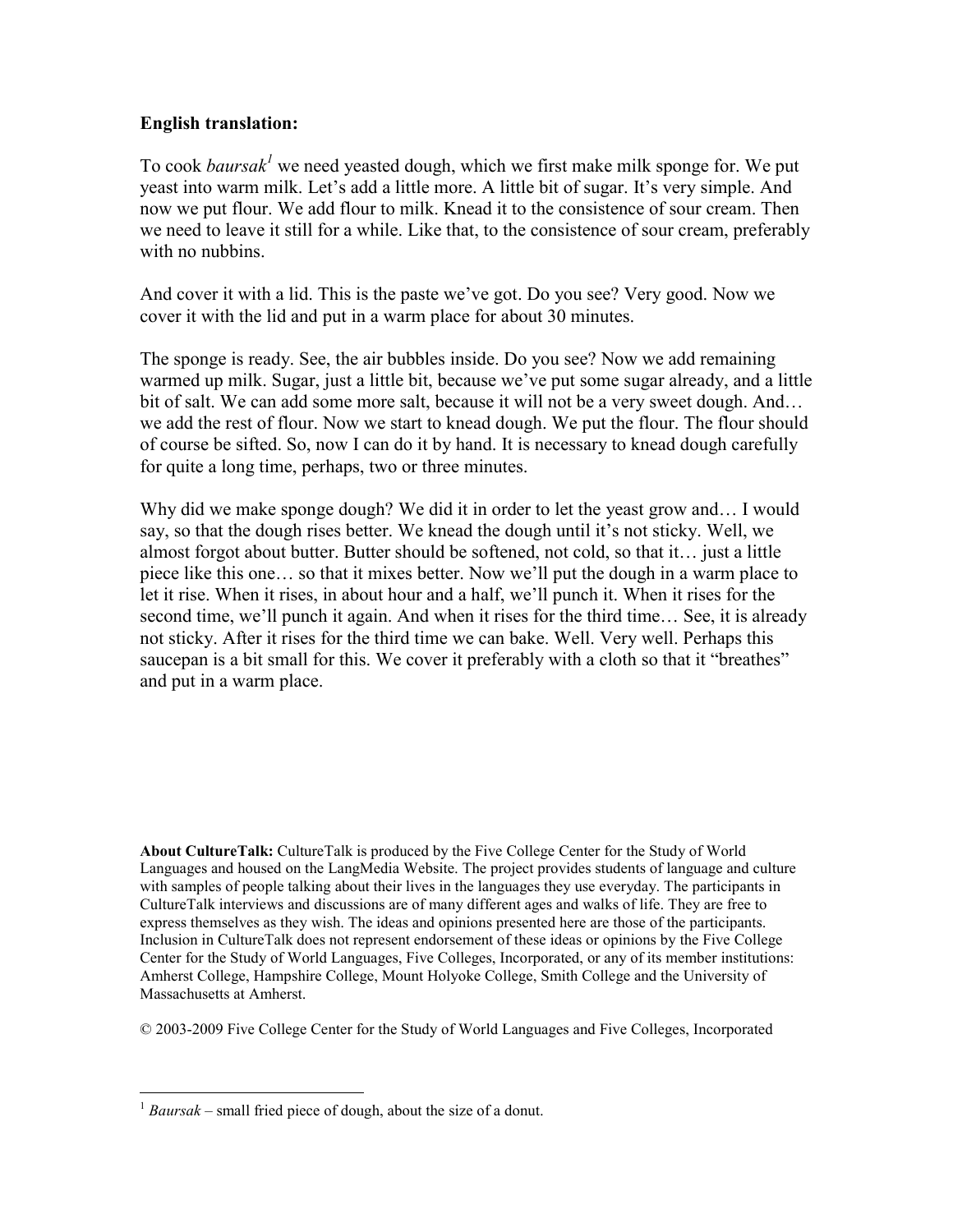**English translation:**

To cook *baursak*[1] we need yeasted dough, which we first make milk sponge for. We put yeast into warm milk. Let's add a little more. A little bit of sugar. It's very simple. And now we put flour. We add flour to milk. Knead it to the consistence of sour cream. Then we need to leave it still for a while. Like that, to the consistence of sour cream, preferably with no nubbins.

And cover it with a lid. This is the paste we've got. Do you see? Very good. Now we cover it with the lid and put in a warm place for about 30 minutes.

The sponge is ready. See, the air bubbles inside. Do you see? Now we add remaining warmed up milk. Sugar, just a little bit, because we've put some sugar already, and a little bit of salt. We can add some more salt, because it will not be a very sweet dough. And… we add the rest of flour. Now we start to knead dough. We put the flour. The flour should of course be sifted. So, now I can do it by hand. It is necessary to knead dough carefully for quite a long time, perhaps, two or three minutes.

Why did we make sponge dough? We did it in order to let the yeast grow and… I would say, so that the dough rises better. We knead the dough until it's not sticky. Well, we almost forgot about butter. Butter should be softened, not cold, so that it… just a little piece like this one… so that it mixes better. Now we'll put the dough in a warm place to let it rise. When it rises, in about hour and a half, we'll punch it. When it rises for the second time, we'll punch it again. And when it rises for the third time… See, it is already not sticky. After it rises for the third time we can bake. Well. Very well. Perhaps this saucepan is a bit small for this. We cover it preferably with a cloth so that it "breathes" and put in a warm place.

**About CultureTalk:** CultureTalk is produced by the Five College Center for the Study of World Languages and housed on the LangMedia Website. The project provides students of language and culture with samples of people talking about their lives in the languages they use everyday. The participants in CultureTalk interviews and discussions are of many different ages and walks of life. They are free to express themselves as they wish. The ideas and opinions presented here are those of the participants. Inclusion in CultureTalk does not represent endorsement of these ideas or opinions by the Five College Center for the Study of World Languages, Five Colleges, Incorporated, or any of its member institutions: Amherst College, Hampshire College, Mount Holyoke College, Smith College and the University of Massachusetts at Amherst.

© 2003-2009 Five College Center for the Study of World Languages and Five Colleges, Incorporated

---

[1] *Baursak* – small fried piece of dough, about the size of a donut.